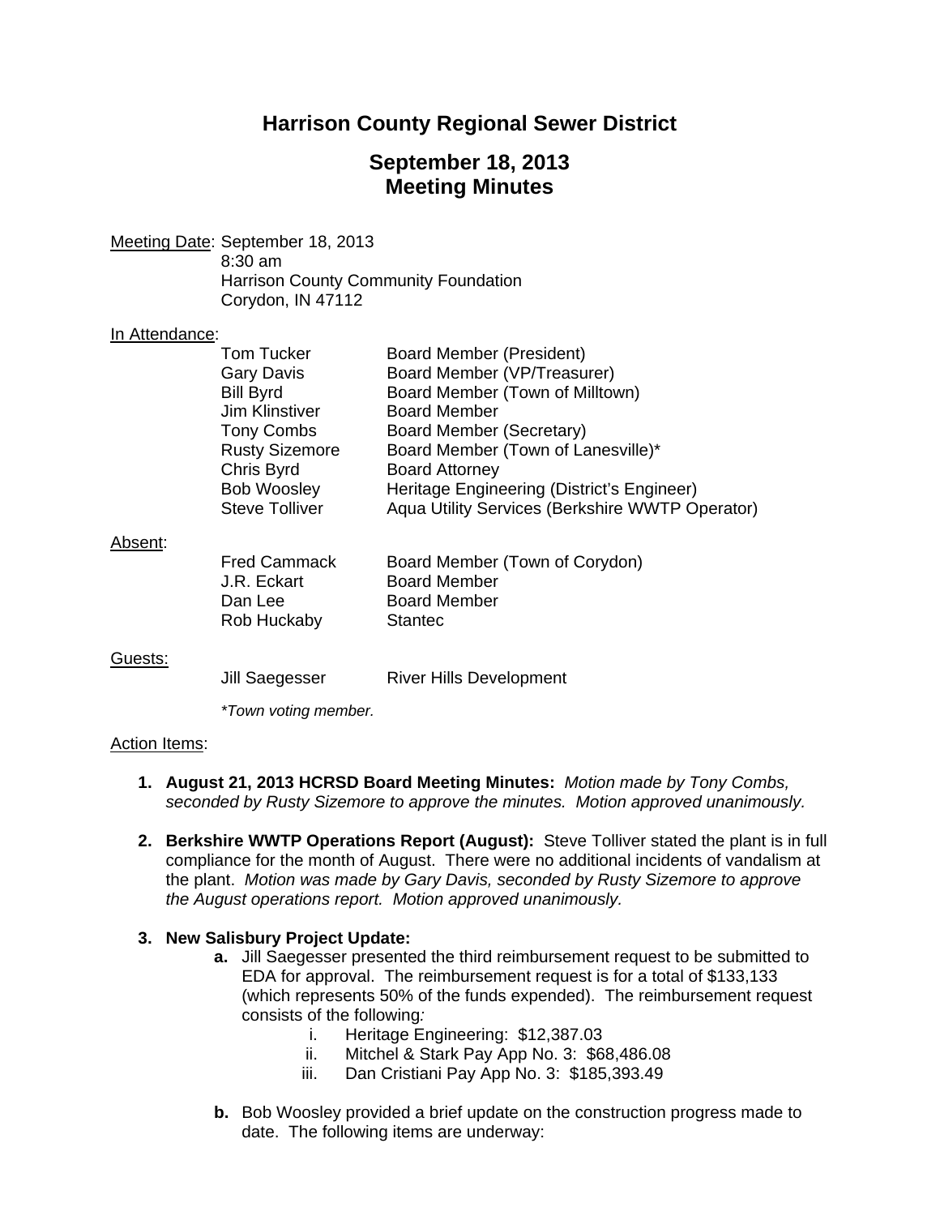# Harrison County Regional Sewer District

## September 18, 2013
## Meeting Minutes

Meeting Date: September 18, 2013
8:30 am
Harrison County Community Foundation
Corydon, IN 47112

In Attendance:

| | |
|---|---|
| Tom Tucker | Board Member (President) |
| Gary Davis | Board Member (VP/Treasurer) |
| Bill Byrd | Board Member (Town of Milltown) |
| Jim Klinstiver | Board Member |
| Tony Combs | Board Member (Secretary) |
| Rusty Sizemore | Board Member (Town of Lanesville)* |
| Chris Byrd | Board Attorney |
| Bob Woosley | Heritage Engineering (District's Engineer) |
| Steve Tolliver | Aqua Utility Services (Berkshire WWTP Operator) |

Absent:

| | |
|---|---|
| Fred Cammack | Board Member (Town of Corydon) |
| J.R. Eckart | Board Member |
| Dan Lee | Board Member |
| Rob Huckaby | Stantec |

Guests:

| | |
|---|---|
| Jill Saegesser | River Hills Development |

*\*Town voting member.*

Action Items:

1. **August 21, 2013 HCRSD Board Meeting Minutes:** *Motion made by Tony Combs, seconded by Rusty Sizemore to approve the minutes. Motion approved unanimously.*

2. **Berkshire WWTP Operations Report (August):** Steve Tolliver stated the plant is in full compliance for the month of August. There were no additional incidents of vandalism at the plant. *Motion was made by Gary Davis, seconded by Rusty Sizemore to approve the August operations report. Motion approved unanimously.*

3. **New Salisbury Project Update:**
   - **a.** Jill Saegesser presented the third reimbursement request to be submitted to EDA for approval. The reimbursement request is for a total of $133,133 (which represents 50% of the funds expended). The reimbursement request consists of the following*:*
     - i. Heritage Engineering: $12,387.03
     - ii. Mitchel & Stark Pay App No. 3: $68,486.08
     - iii. Dan Cristiani Pay App No. 3: $185,393.49
   - **b.** Bob Woosley provided a brief update on the construction progress made to date. The following items are underway: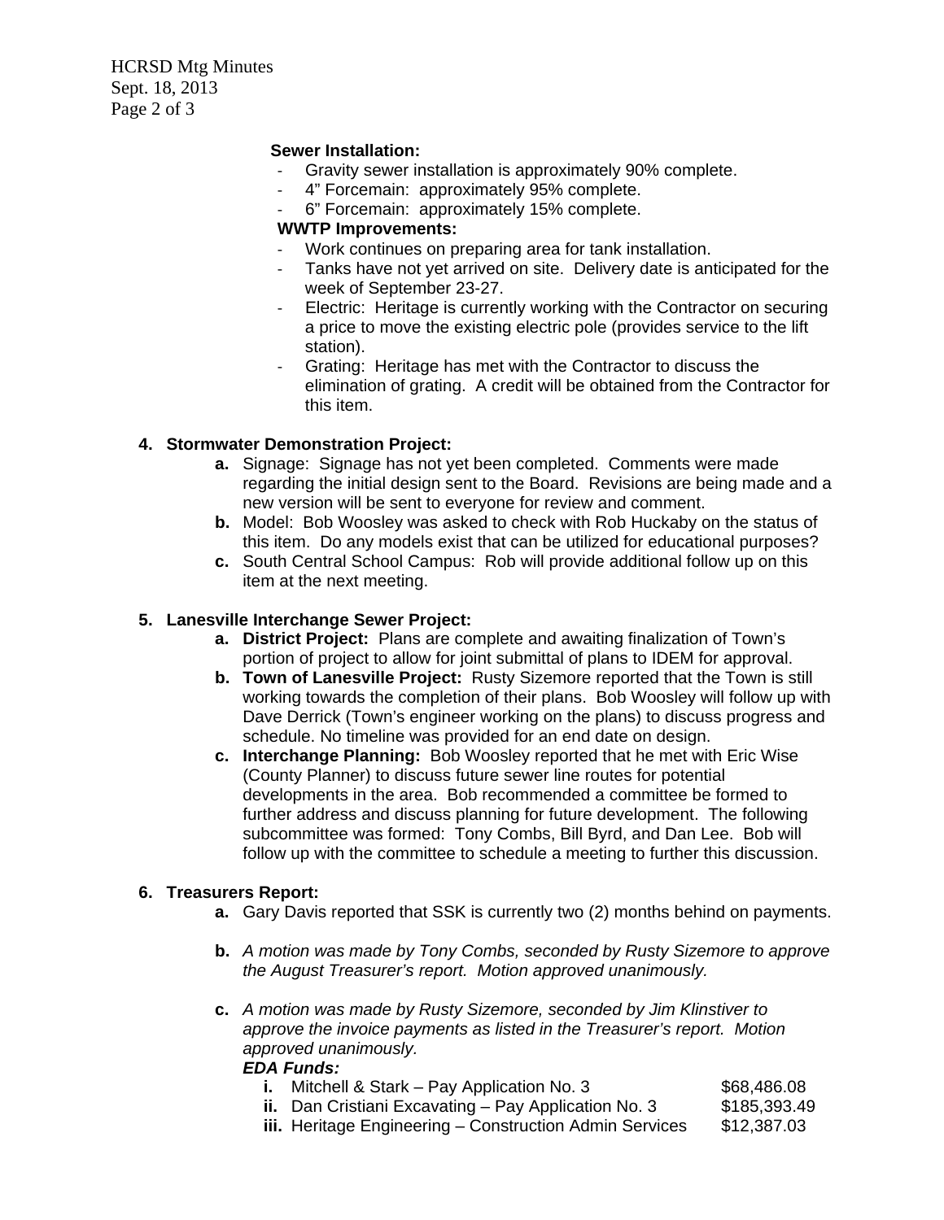**Sewer Installation:**

- Gravity sewer installation is approximately 90% complete.
- 4" Forcemain: approximately 95% complete.
- 6" Forcemain: approximately 15% complete.

**WWTP Improvements:**

- Work continues on preparing area for tank installation.
- Tanks have not yet arrived on site. Delivery date is anticipated for the week of September 23-27.
- Electric: Heritage is currently working with the Contractor on securing a price to move the existing electric pole (provides service to the lift station).
- Grating: Heritage has met with the Contractor to discuss the elimination of grating. A credit will be obtained from the Contractor for this item.

**4. Stormwater Demonstration Project:**

  **a.** Signage: Signage has not yet been completed. Comments were made regarding the initial design sent to the Board. Revisions are being made and a new version will be sent to everyone for review and comment.

  **b.** Model: Bob Woosley was asked to check with Rob Huckaby on the status of this item. Do any models exist that can be utilized for educational purposes?

  **c.** South Central School Campus: Rob will provide additional follow up on this item at the next meeting.

**5. Lanesville Interchange Sewer Project:**

  **a. District Project:** Plans are complete and awaiting finalization of Town's portion of project to allow for joint submittal of plans to IDEM for approval.

  **b. Town of Lanesville Project:** Rusty Sizemore reported that the Town is still working towards the completion of their plans. Bob Woosley will follow up with Dave Derrick (Town's engineer working on the plans) to discuss progress and schedule. No timeline was provided for an end date on design.

  **c. Interchange Planning:** Bob Woosley reported that he met with Eric Wise (County Planner) to discuss future sewer line routes for potential developments in the area. Bob recommended a committee be formed to further address and discuss planning for future development. The following subcommittee was formed: Tony Combs, Bill Byrd, and Dan Lee. Bob will follow up with the committee to schedule a meeting to further this discussion.

**6. Treasurers Report:**

  **a.** Gary Davis reported that SSK is currently two (2) months behind on payments.

  **b.** *A motion was made by Tony Combs, seconded by Rusty Sizemore to approve the August Treasurer's report. Motion approved unanimously.*

  **c.** *A motion was made by Rusty Sizemore, seconded by Jim Klinstiver to approve the invoice payments as listed in the Treasurer's report. Motion approved unanimously.*

  ***EDA Funds:***

  **i.** Mitchell & Stark – Pay Application No. 3 — $68,486.08

  **ii.** Dan Cristiani Excavating – Pay Application No. 3 — $185,393.49

  **iii.** Heritage Engineering – Construction Admin Services — $12,387.03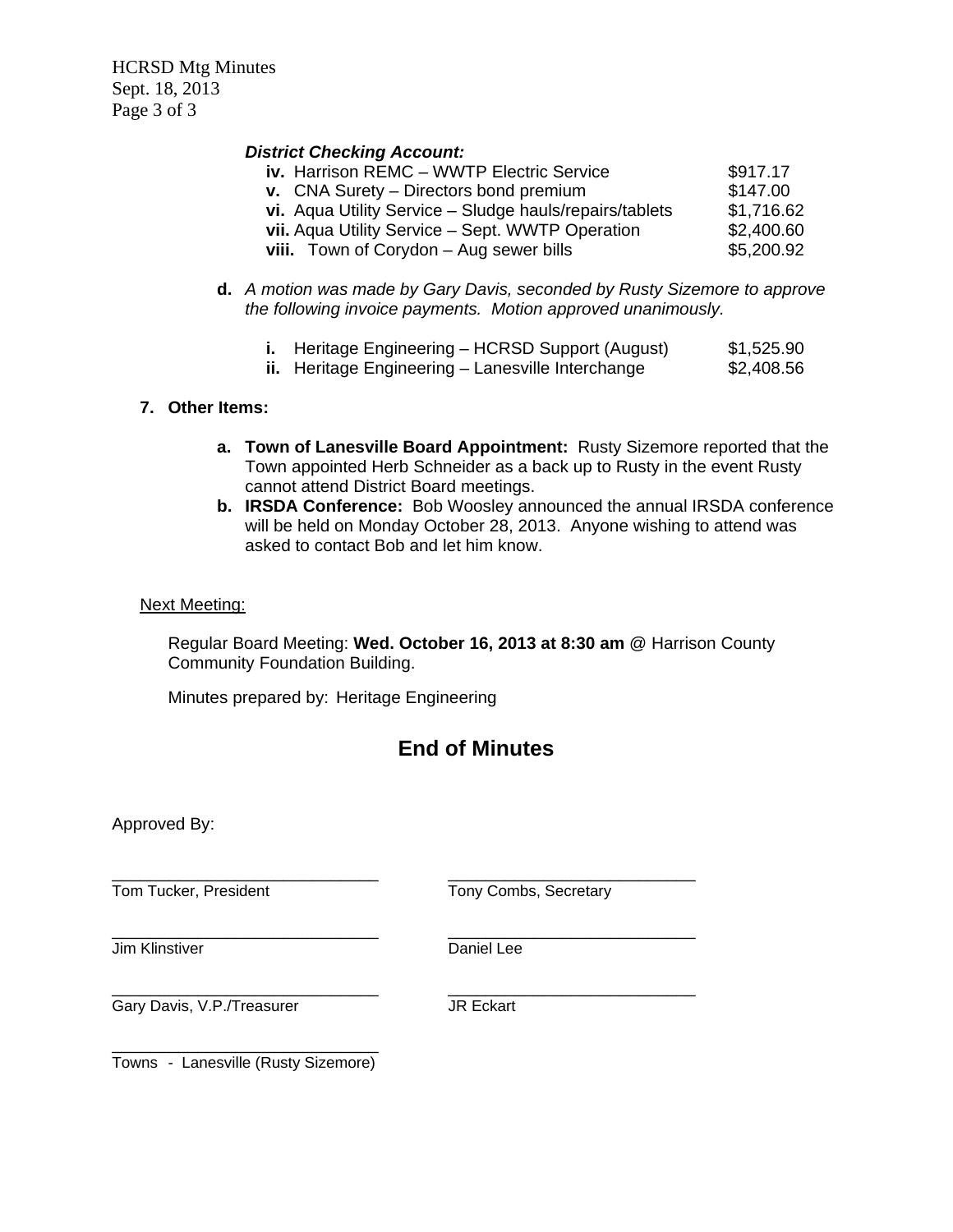***District Checking Account:***

**iv.** Harrison REMC – WWTP Electric Service $917.17
**v.** CNA Surety – Directors bond premium $147.00
**vi.** Aqua Utility Service – Sludge hauls/repairs/tablets $1,716.62
**vii.** Aqua Utility Service – Sept. WWTP Operation $2,400.60
**viii.** Town of Corydon – Aug sewer bills $5,200.92

**d.** *A motion was made by Gary Davis, seconded by Rusty Sizemore to approve the following invoice payments. Motion approved unanimously.*

**i.** Heritage Engineering – HCRSD Support (August) $1,525.90
**ii.** Heritage Engineering – Lanesville Interchange $2,408.56

**7. Other Items:**

**a. Town of Lanesville Board Appointment:** Rusty Sizemore reported that the Town appointed Herb Schneider as a back up to Rusty in the event Rusty cannot attend District Board meetings.

**b. IRSDA Conference:** Bob Woosley announced the annual IRSDA conference will be held on Monday October 28, 2013. Anyone wishing to attend was asked to contact Bob and let him know.

Next Meeting:

Regular Board Meeting: **Wed. October 16, 2013 at 8:30 am** @ Harrison County Community Foundation Building.

Minutes prepared by: Heritage Engineering

## End of Minutes

Approved By:

| | |
|---|---|
| ______________________________ | ______________________________ |
| Tom Tucker, President | Tony Combs, Secretary |
| ______________________________ | ______________________________ |
| Jim Klinstiver | Daniel Lee |
| ______________________________ | ______________________________ |
| Gary Davis, V.P./Treasurer | JR Eckart |
| ______________________________ | |
| Towns - Lanesville (Rusty Sizemore) | |